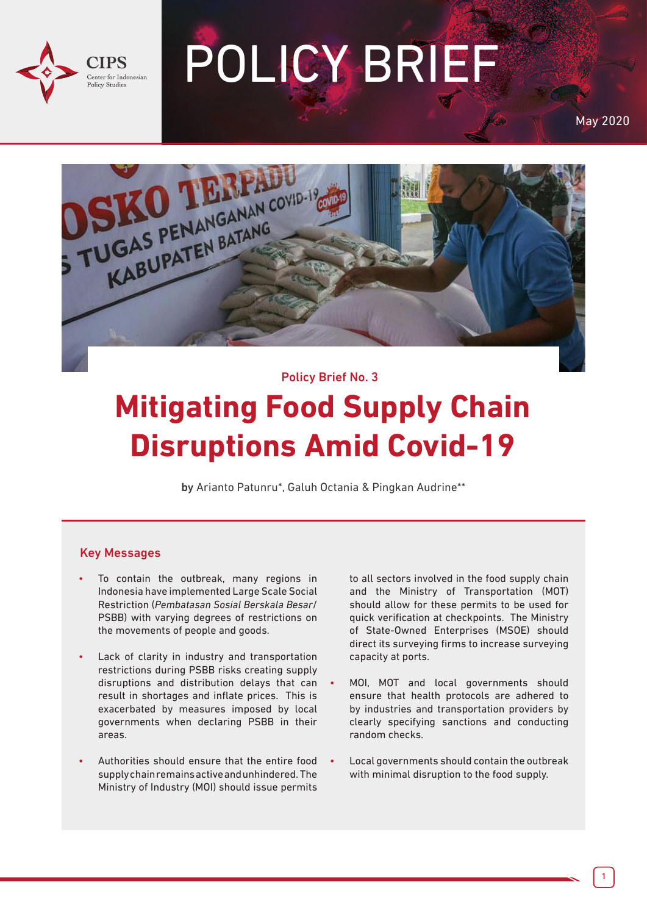# POLICY BRIEF

May 2020

Policy Brief No. 3

# Mitigating Food Supply Chain Disruptions Amid Covid-19

**by** Arianto Patunru*, Galuh Octania & Pingkan Audrine**

## Key Messages

- To contain the outbreak, many regions in Indonesia have implemented Large Scale Social Restriction (*Pembatasan Sosial Berskala Besar*/ PSBB) with varying degrees of restrictions on the movements of people and goods.
- Lack of clarity in industry and transportation restrictions during PSBB risks creating supply disruptions and distribution delays that can result in shortages and inflate prices. This is exacerbated by measures imposed by local governments when declaring PSBB in their areas.
- Authorities should ensure that the entire food supply chain remains active and unhindered. The Ministry of Industry (MOI) should issue permits to all sectors involved in the food supply chain and the Ministry of Transportation (MOT) should allow for these permits to be used for quick verification at checkpoints. The Ministry of State-Owned Enterprises (MSOE) should direct its surveying firms to increase surveying capacity at ports.
- MOI, MOT and local governments should ensure that health protocols are adhered to by industries and transportation providers by clearly specifying sanctions and conducting random checks.
- Local governments should contain the outbreak with minimal disruption to the food supply.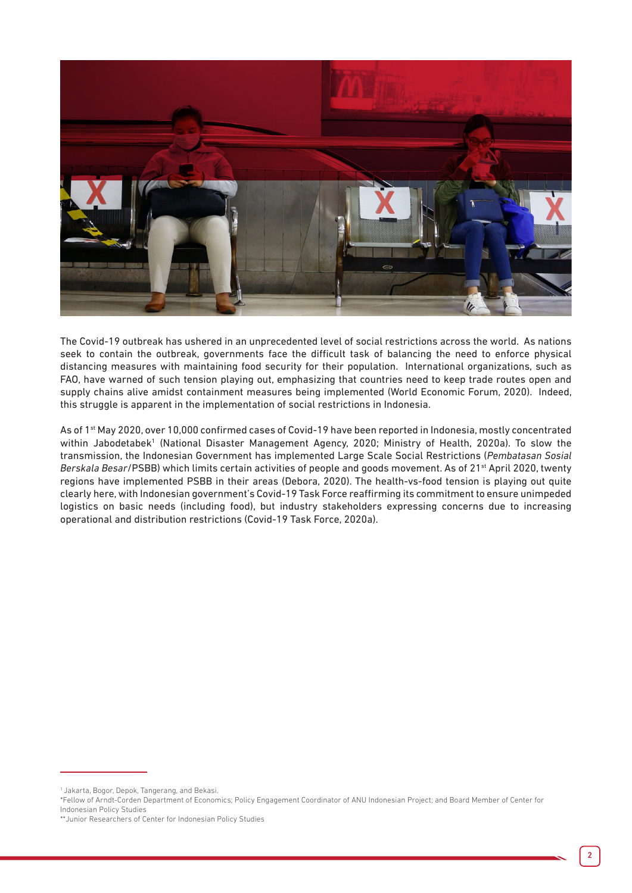The Covid-19 outbreak has ushered in an unprecedented level of social restrictions across the world. As nations seek to contain the outbreak, governments face the difficult task of balancing the need to enforce physical distancing measures with maintaining food security for their population. International organizations, such as FAO, have warned of such tension playing out, emphasizing that countries need to keep trade routes open and supply chains alive amidst containment measures being implemented (World Economic Forum, 2020). Indeed, this struggle is apparent in the implementation of social restrictions in Indonesia.

As of 1st May 2020, over 10,000 confirmed cases of Covid-19 have been reported in Indonesia, mostly concentrated within Jabodetabek[1] (National Disaster Management Agency, 2020; Ministry of Health, 2020a). To slow the transmission, the Indonesian Government has implemented Large Scale Social Restrictions (*Pembatasan Sosial Berskala Besar*/PSBB) which limits certain activities of people and goods movement. As of 21st April 2020, twenty regions have implemented PSBB in their areas (Debora, 2020). The health-vs-food tension is playing out quite clearly here, with Indonesian government's Covid-19 Task Force reaffirming its commitment to ensure unimpeded logistics on basic needs (including food), but industry stakeholders expressing concerns due to increasing operational and distribution restrictions (Covid-19 Task Force, 2020a).

---

[1] Jakarta, Bogor, Depok, Tangerang, and Bekasi.

*Fellow of Arndt-Corden Department of Economics; Policy Engagement Coordinator of ANU Indonesian Project; and Board Member of Center for Indonesian Policy Studies

**Junior Researchers of Center for Indonesian Policy Studies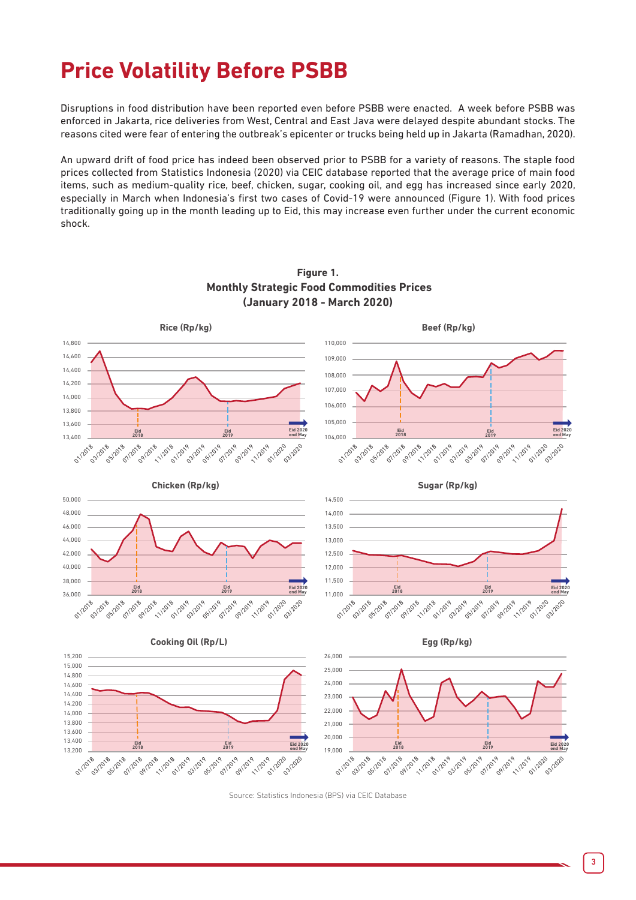# Price Volatility Before PSBB

Disruptions in food distribution have been reported even before PSBB were enacted. A week before PSBB was enforced in Jakarta, rice deliveries from West, Central and East Java were delayed despite abundant stocks. The reasons cited were fear of entering the outbreak's epicenter or trucks being held up in Jakarta (Ramadhan, 2020).

An upward drift of food price has indeed been observed prior to PSBB for a variety of reasons. The staple food prices collected from Statistics Indonesia (2020) via CEIC database reported that the average price of main food items, such as medium-quality rice, beef, chicken, sugar, cooking oil, and egg has increased since early 2020, especially in March when Indonesia's first two cases of Covid-19 were announced (Figure 1). With food prices traditionally going up in the month leading up to Eid, this may increase even further under the current economic shock.

**Figure 1.**
**Monthly Strategic Food Commodities Prices (January 2018 - March 2020)**

Source: Statistics Indonesia (BPS) via CEIC Database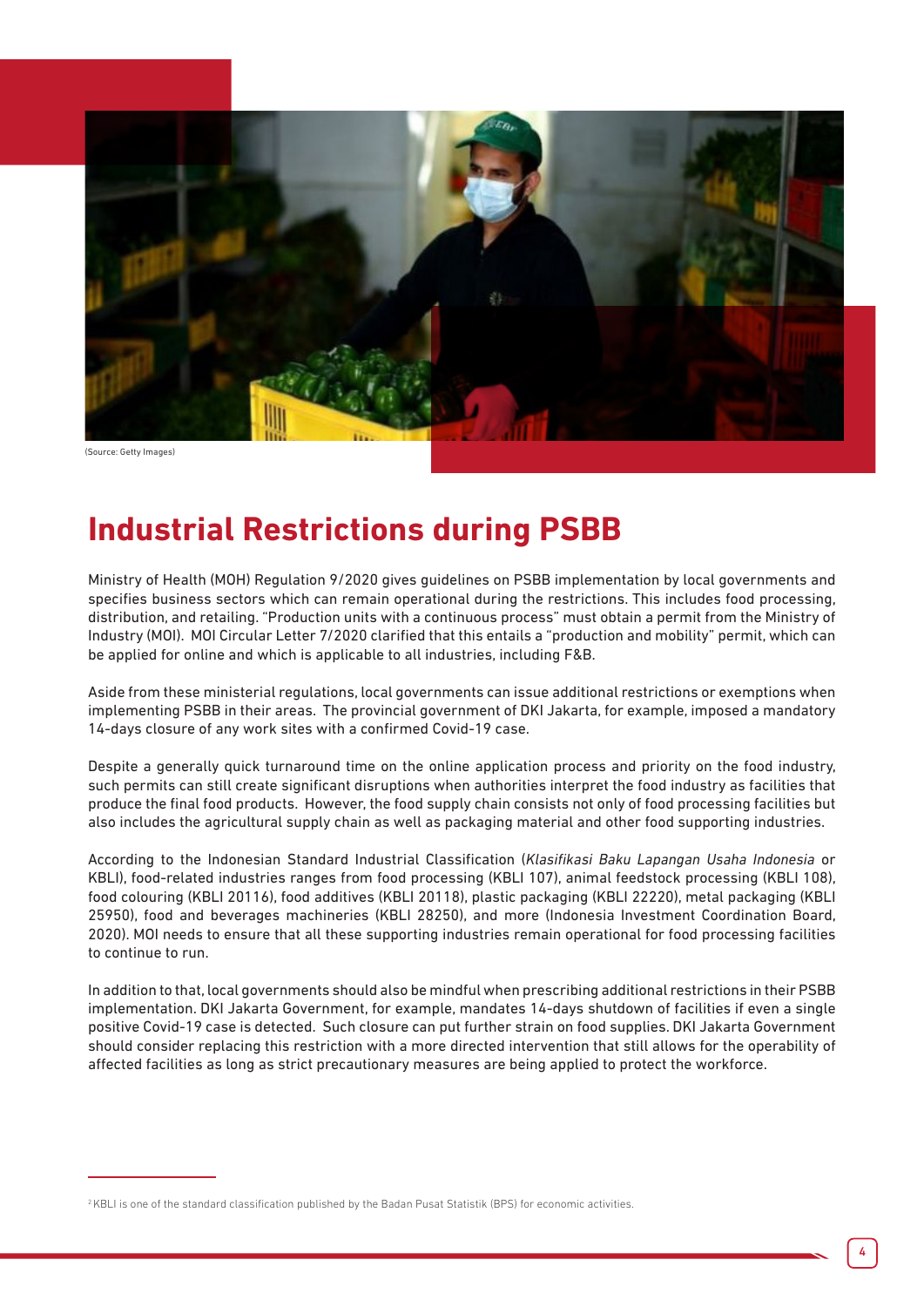(Source: Getty Images)

# Industrial Restrictions during PSBB

Ministry of Health (MOH) Regulation 9/2020 gives guidelines on PSBB implementation by local governments and specifies business sectors which can remain operational during the restrictions. This includes food processing, distribution, and retailing. "Production units with a continuous process" must obtain a permit from the Ministry of Industry (MOI). MOI Circular Letter 7/2020 clarified that this entails a "production and mobility" permit, which can be applied for online and which is applicable to all industries, including F&B.

Aside from these ministerial regulations, local governments can issue additional restrictions or exemptions when implementing PSBB in their areas. The provincial government of DKI Jakarta, for example, imposed a mandatory 14-days closure of any work sites with a confirmed Covid-19 case.

Despite a generally quick turnaround time on the online application process and priority on the food industry, such permits can still create significant disruptions when authorities interpret the food industry as facilities that produce the final food products. However, the food supply chain consists not only of food processing facilities but also includes the agricultural supply chain as well as packaging material and other food supporting industries.

According to the Indonesian Standard Industrial Classification (*Klasifikasi Baku Lapangan Usaha Indonesia* or KBLI), food-related industries ranges from food processing (KBLI 107), animal feedstock processing (KBLI 108), food colouring (KBLI 20116), food additives (KBLI 20118), plastic packaging (KBLI 22220), metal packaging (KBLI 25950), food and beverages machineries (KBLI 28250), and more (Indonesia Investment Coordination Board, 2020). MOI needs to ensure that all these supporting industries remain operational for food processing facilities to continue to run.

In addition to that, local governments should also be mindful when prescribing additional restrictions in their PSBB implementation. DKI Jakarta Government, for example, mandates 14-days shutdown of facilities if even a single positive Covid-19 case is detected. Such closure can put further strain on food supplies. DKI Jakarta Government should consider replacing this restriction with a more directed intervention that still allows for the operability of affected facilities as long as strict precautionary measures are being applied to protect the workforce.

---

[2] KBLI is one of the standard classification published by the Badan Pusat Statistik (BPS) for economic activities.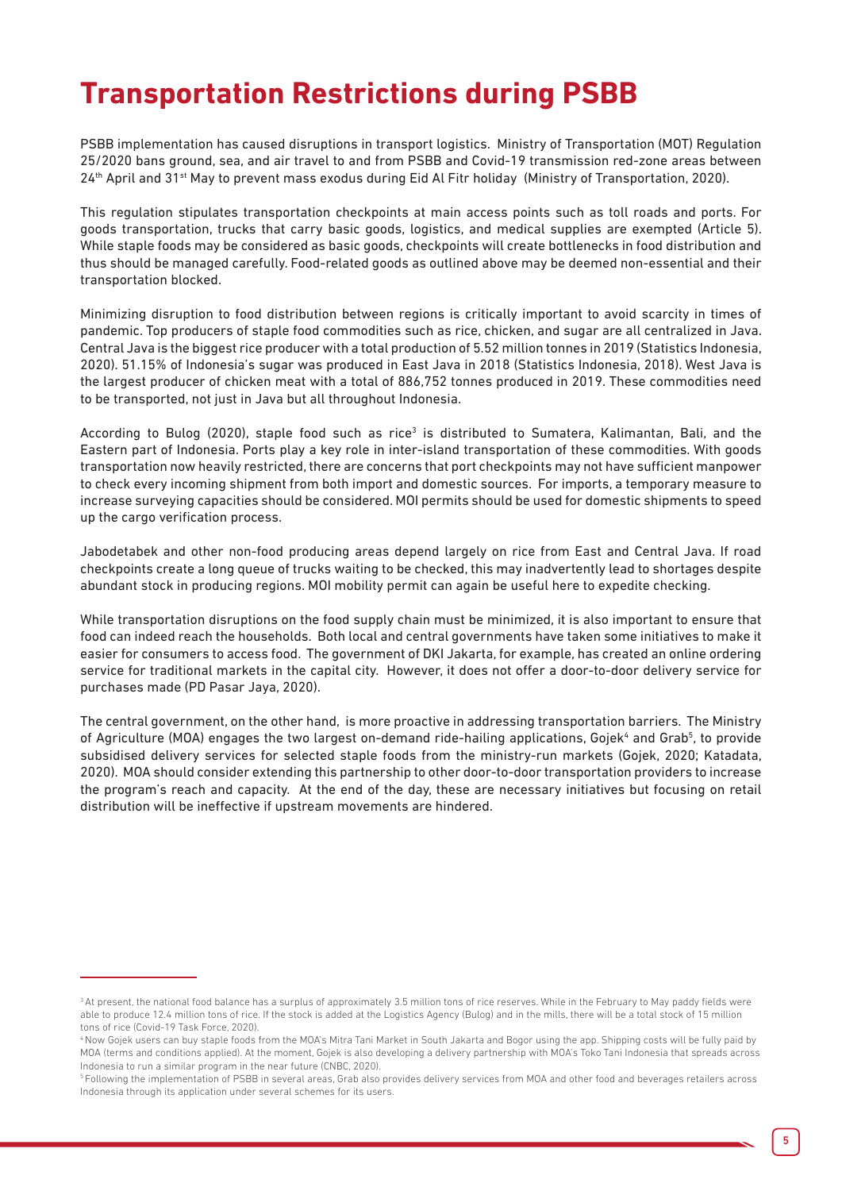# Transportation Restrictions during PSBB

PSBB implementation has caused disruptions in transport logistics. Ministry of Transportation (MOT) Regulation 25/2020 bans ground, sea, and air travel to and from PSBB and Covid-19 transmission red-zone areas between 24th April and 31st May to prevent mass exodus during Eid Al Fitr holiday (Ministry of Transportation, 2020).

This regulation stipulates transportation checkpoints at main access points such as toll roads and ports. For goods transportation, trucks that carry basic goods, logistics, and medical supplies are exempted (Article 5). While staple foods may be considered as basic goods, checkpoints will create bottlenecks in food distribution and thus should be managed carefully. Food-related goods as outlined above may be deemed non-essential and their transportation blocked.

Minimizing disruption to food distribution between regions is critically important to avoid scarcity in times of pandemic. Top producers of staple food commodities such as rice, chicken, and sugar are all centralized in Java. Central Java is the biggest rice producer with a total production of 5.52 million tonnes in 2019 (Statistics Indonesia, 2020). 51.15% of Indonesia's sugar was produced in East Java in 2018 (Statistics Indonesia, 2018). West Java is the largest producer of chicken meat with a total of 886,752 tonnes produced in 2019. These commodities need to be transported, not just in Java but all throughout Indonesia.

According to Bulog (2020), staple food such as rice[3] is distributed to Sumatera, Kalimantan, Bali, and the Eastern part of Indonesia. Ports play a key role in inter-island transportation of these commodities. With goods transportation now heavily restricted, there are concerns that port checkpoints may not have sufficient manpower to check every incoming shipment from both import and domestic sources. For imports, a temporary measure to increase surveying capacities should be considered. MOI permits should be used for domestic shipments to speed up the cargo verification process.

Jabodetabek and other non-food producing areas depend largely on rice from East and Central Java. If road checkpoints create a long queue of trucks waiting to be checked, this may inadvertently lead to shortages despite abundant stock in producing regions. MOI mobility permit can again be useful here to expedite checking.

While transportation disruptions on the food supply chain must be minimized, it is also important to ensure that food can indeed reach the households. Both local and central governments have taken some initiatives to make it easier for consumers to access food. The government of DKI Jakarta, for example, has created an online ordering service for traditional markets in the capital city. However, it does not offer a door-to-door delivery service for purchases made (PD Pasar Jaya, 2020).

The central government, on the other hand, is more proactive in addressing transportation barriers. The Ministry of Agriculture (MOA) engages the two largest on-demand ride-hailing applications, Gojek[4] and Grab[5], to provide subsidised delivery services for selected staple foods from the ministry-run markets (Gojek, 2020; Katadata, 2020). MOA should consider extending this partnership to other door-to-door transportation providers to increase the program's reach and capacity. At the end of the day, these are necessary initiatives but focusing on retail distribution will be ineffective if upstream movements are hindered.

---

[3] At present, the national food balance has a surplus of approximately 3.5 million tons of rice reserves. While in the February to May paddy fields were able to produce 12.4 million tons of rice. If the stock is added at the Logistics Agency (Bulog) and in the mills, there will be a total stock of 15 million tons of rice (Covid-19 Task Force, 2020).

[4] Now Gojek users can buy staple foods from the MOA's Mitra Tani Market in South Jakarta and Bogor using the app. Shipping costs will be fully paid by MOA (terms and conditions applied). At the moment, Gojek is also developing a delivery partnership with MOA's Toko Tani Indonesia that spreads across Indonesia to run a similar program in the near future (CNBC, 2020).

[5] Following the implementation of PSBB in several areas, Grab also provides delivery services from MOA and other food and beverages retailers across Indonesia through its application under several schemes for its users.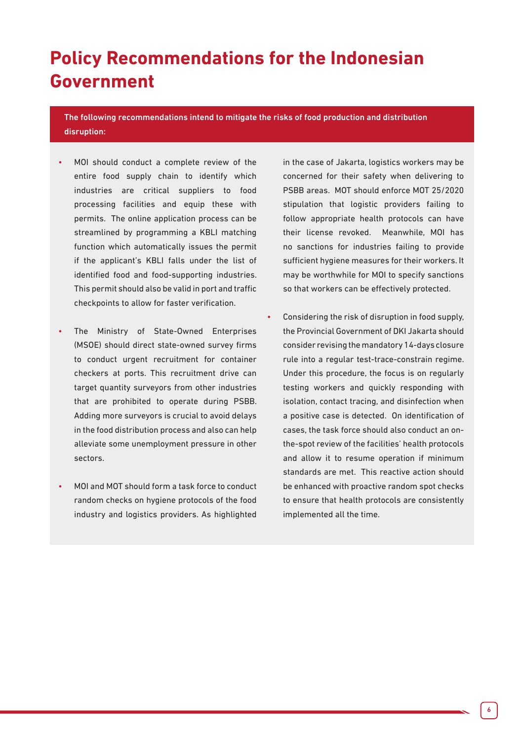# Policy Recommendations for the Indonesian Government

**The following recommendations intend to mitigate the risks of food production and distribution disruption:**

- MOI should conduct a complete review of the entire food supply chain to identify which industries are critical suppliers to food processing facilities and equip these with permits. The online application process can be streamlined by programming a KBLI matching function which automatically issues the permit if the applicant's KBLI falls under the list of identified food and food-supporting industries. This permit should also be valid in port and traffic checkpoints to allow for faster verification.

- The Ministry of State-Owned Enterprises (MSOE) should direct state-owned survey firms to conduct urgent recruitment for container checkers at ports. This recruitment drive can target quantity surveyors from other industries that are prohibited to operate during PSBB. Adding more surveyors is crucial to avoid delays in the food distribution process and also can help alleviate some unemployment pressure in other sectors.

- MOI and MOT should form a task force to conduct random checks on hygiene protocols of the food industry and logistics providers. As highlighted in the case of Jakarta, logistics workers may be concerned for their safety when delivering to PSBB areas. MOT should enforce MOT 25/2020 stipulation that logistic providers failing to follow appropriate health protocols can have their license revoked. Meanwhile, MOI has no sanctions for industries failing to provide sufficient hygiene measures for their workers. It may be worthwhile for MOI to specify sanctions so that workers can be effectively protected.

- Considering the risk of disruption in food supply, the Provincial Government of DKI Jakarta should consider revising the mandatory 14-days closure rule into a regular test-trace-constrain regime. Under this procedure, the focus is on regularly testing workers and quickly responding with isolation, contact tracing, and disinfection when a positive case is detected. On identification of cases, the task force should also conduct an on-the-spot review of the facilities' health protocols and allow it to resume operation if minimum standards are met. This reactive action should be enhanced with proactive random spot checks to ensure that health protocols are consistently implemented all the time.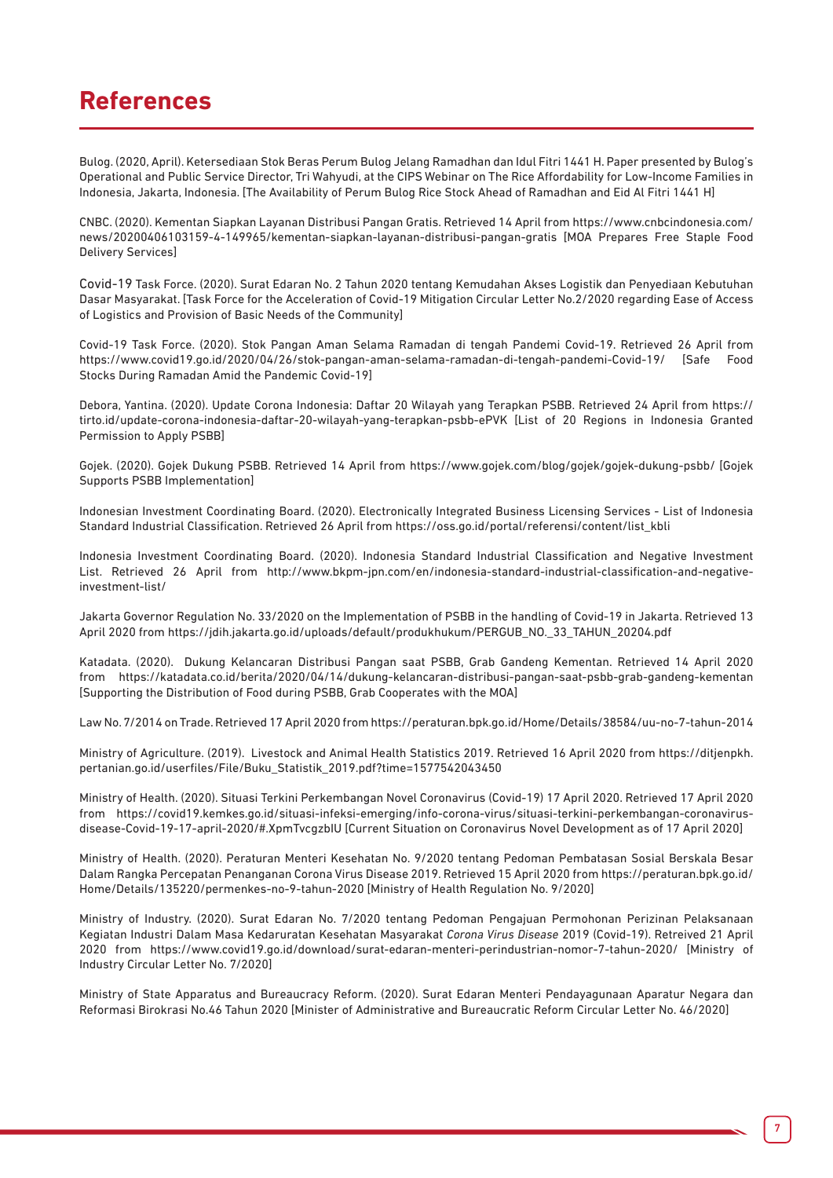# References

Bulog. (2020, April). Ketersediaan Stok Beras Perum Bulog Jelang Ramadhan dan Idul Fitri 1441 H. Paper presented by Bulog's Operational and Public Service Director, Tri Wahyudi, at the CIPS Webinar on The Rice Affordability for Low-Income Families in Indonesia, Jakarta, Indonesia. [The Availability of Perum Bulog Rice Stock Ahead of Ramadhan and Eid Al Fitri 1441 H]

CNBC. (2020). Kementan Siapkan Layanan Distribusi Pangan Gratis. Retrieved 14 April from https://www.cnbcindonesia.com/news/20200406103159-4-149965/kementan-siapkan-layanan-distribusi-pangan-gratis [MOA Prepares Free Staple Food Delivery Services]

Covid-19 Task Force. (2020). Surat Edaran No. 2 Tahun 2020 tentang Kemudahan Akses Logistik dan Penyediaan Kebutuhan Dasar Masyarakat. [Task Force for the Acceleration of Covid-19 Mitigation Circular Letter No.2/2020 regarding Ease of Access of Logistics and Provision of Basic Needs of the Community]

Covid-19 Task Force. (2020). Stok Pangan Aman Selama Ramadan di tengah Pandemi Covid-19. Retrieved 26 April from https://www.covid19.go.id/2020/04/26/stok-pangan-aman-selama-ramadan-di-tengah-pandemi-Covid-19/ [Safe Food Stocks During Ramadan Amid the Pandemic Covid-19]

Debora, Yantina. (2020). Update Corona Indonesia: Daftar 20 Wilayah yang Terapkan PSBB. Retrieved 24 April from https://tirto.id/update-corona-indonesia-daftar-20-wilayah-yang-terapkan-psbb-ePVK [List of 20 Regions in Indonesia Granted Permission to Apply PSBB]

Gojek. (2020). Gojek Dukung PSBB. Retrieved 14 April from https://www.gojek.com/blog/gojek/gojek-dukung-psbb/ [Gojek Supports PSBB Implementation]

Indonesian Investment Coordinating Board. (2020). Electronically Integrated Business Licensing Services - List of Indonesia Standard Industrial Classification. Retrieved 26 April from https://oss.go.id/portal/referensi/content/list_kbli

Indonesia Investment Coordinating Board. (2020). Indonesia Standard Industrial Classification and Negative Investment List. Retrieved 26 April from http://www.bkpm-jpn.com/en/indonesia-standard-industrial-classification-and-negative-investment-list/

Jakarta Governor Regulation No. 33/2020 on the Implementation of PSBB in the handling of Covid-19 in Jakarta. Retrieved 13 April 2020 from https://jdih.jakarta.go.id/uploads/default/produkhukum/PERGUB_NO._33_TAHUN_20204.pdf

Katadata. (2020). Dukung Kelancaran Distribusi Pangan saat PSBB, Grab Gandeng Kementan. Retrieved 14 April 2020 from https://katadata.co.id/berita/2020/04/14/dukung-kelancaran-distribusi-pangan-saat-psbb-grab-gandeng-kementan [Supporting the Distribution of Food during PSBB, Grab Cooperates with the MOA]

Law No. 7/2014 on Trade. Retrieved 17 April 2020 from https://peraturan.bpk.go.id/Home/Details/38584/uu-no-7-tahun-2014

Ministry of Agriculture. (2019). Livestock and Animal Health Statistics 2019. Retrieved 16 April 2020 from https://ditjenpkh.pertanian.go.id/userfiles/File/Buku_Statistik_2019.pdf?time=1577542043450

Ministry of Health. (2020). Situasi Terkini Perkembangan Novel Coronavirus (Covid-19) 17 April 2020. Retrieved 17 April 2020 from https://covid19.kemkes.go.id/situasi-infeksi-emerging/info-corona-virus/situasi-terkini-perkembangan-coronavirus-disease-Covid-19-17-april-2020/#.XpmTvcgzbIU [Current Situation on Coronavirus Novel Development as of 17 April 2020]

Ministry of Health. (2020). Peraturan Menteri Kesehatan No. 9/2020 tentang Pedoman Pembatasan Sosial Berskala Besar Dalam Rangka Percepatan Penanganan Corona Virus Disease 2019. Retrieved 15 April 2020 from https://peraturan.bpk.go.id/Home/Details/135220/permenkes-no-9-tahun-2020 [Ministry of Health Regulation No. 9/2020]

Ministry of Industry. (2020). Surat Edaran No. 7/2020 tentang Pedoman Pengajuan Permohonan Perizinan Pelaksanaan Kegiatan Industri Dalam Masa Kedaruratan Kesehatan Masyarakat *Corona Virus Disease* 2019 (Covid-19). Retreived 21 April 2020 from https://www.covid19.go.id/download/surat-edaran-menteri-perindustrian-nomor-7-tahun-2020/ [Ministry of Industry Circular Letter No. 7/2020]

Ministry of State Apparatus and Bureaucracy Reform. (2020). Surat Edaran Menteri Pendayagunaan Aparatur Negara dan Reformasi Birokrasi No.46 Tahun 2020 [Minister of Administrative and Bureaucratic Reform Circular Letter No. 46/2020]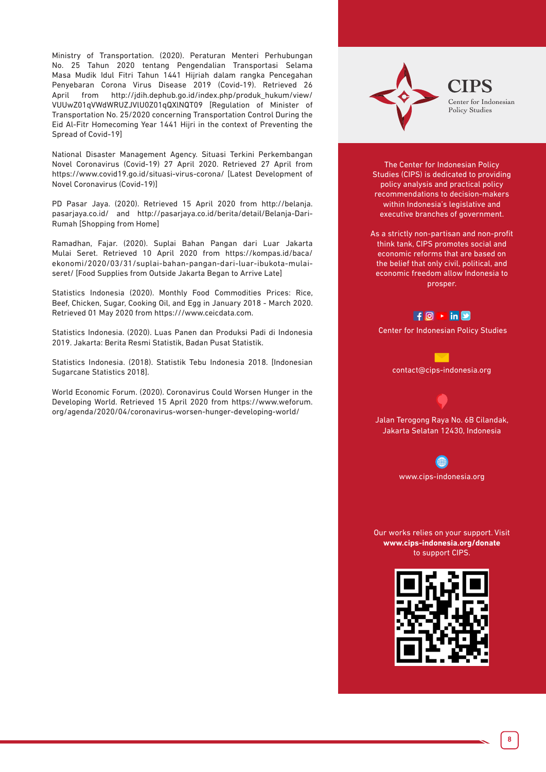Ministry of Transportation. (2020). Peraturan Menteri Perhubungan No. 25 Tahun 2020 tentang Pengendalian Transportasi Selama Masa Mudik Idul Fitri Tahun 1441 Hijriah dalam rangka Pencegahan Penyebaran Corona Virus Disease 2019 (Covid-19). Retrieved 26 April from http://jdih.dephub.go.id/index.php/produk_hukum/view/VUUwZ01qVWdWRUZJVlU0Z01qQXlNQT09 [Regulation of Minister of Transportation No. 25/2020 concerning Transportation Control During the Eid Al-Fitr Homecoming Year 1441 Hijri in the context of Preventing the Spread of Covid-19]

National Disaster Management Agency. Situasi Terkini Perkembangan Novel Coronavirus (Covid-19) 27 April 2020. Retrieved 27 April from https://www.covid19.go.id/situasi-virus-corona/ [Latest Development of Novel Coronavirus (Covid-19)]

PD Pasar Jaya. (2020). Retrieved 15 April 2020 from http://belanja.pasarjaya.co.id/ and http://pasarjaya.co.id/berita/detail/Belanja-Dari-Rumah [Shopping from Home]

Ramadhan, Fajar. (2020). Suplai Bahan Pangan dari Luar Jakarta Mulai Seret. Retrieved 10 April 2020 from https://kompas.id/baca/ekonomi/2020/03/31/suplai-bahan-pangan-dari-luar-ibukota-mulai-seret/ [Food Supplies from Outside Jakarta Began to Arrive Late]

Statistics Indonesia (2020). Monthly Food Commodities Prices: Rice, Beef, Chicken, Sugar, Cooking Oil, and Egg in January 2018 - March 2020. Retrieved 01 May 2020 from https:///www.ceicdata.com.

Statistics Indonesia. (2020). Luas Panen dan Produksi Padi di Indonesia 2019. Jakarta: Berita Resmi Statistik, Badan Pusat Statistik.

Statistics Indonesia. (2018). Statistik Tebu Indonesia 2018. [Indonesian Sugarcane Statistics 2018].

World Economic Forum. (2020). Coronavirus Could Worsen Hunger in the Developing World. Retrieved 15 April 2020 from https://www.weforum.org/agenda/2020/04/coronavirus-worsen-hunger-developing-world/

**CIPS**
Center for Indonesian Policy Studies

The Center for Indonesian Policy Studies (CIPS) is dedicated to providing policy analysis and practical policy recommendations to decision-makers within Indonesia's legislative and executive branches of government.

As a strictly non-partisan and non-profit think tank, CIPS promotes social and economic reforms that are based on the belief that only civil, political, and economic freedom allow Indonesia to prosper.

Center for Indonesian Policy Studies

contact@cips-indonesia.org

Jalan Terogong Raya No. 6B Cilandak, Jakarta Selatan 12430, Indonesia

www.cips-indonesia.org

Our works relies on your support. Visit **www.cips-indonesia.org/donate** to support CIPS.